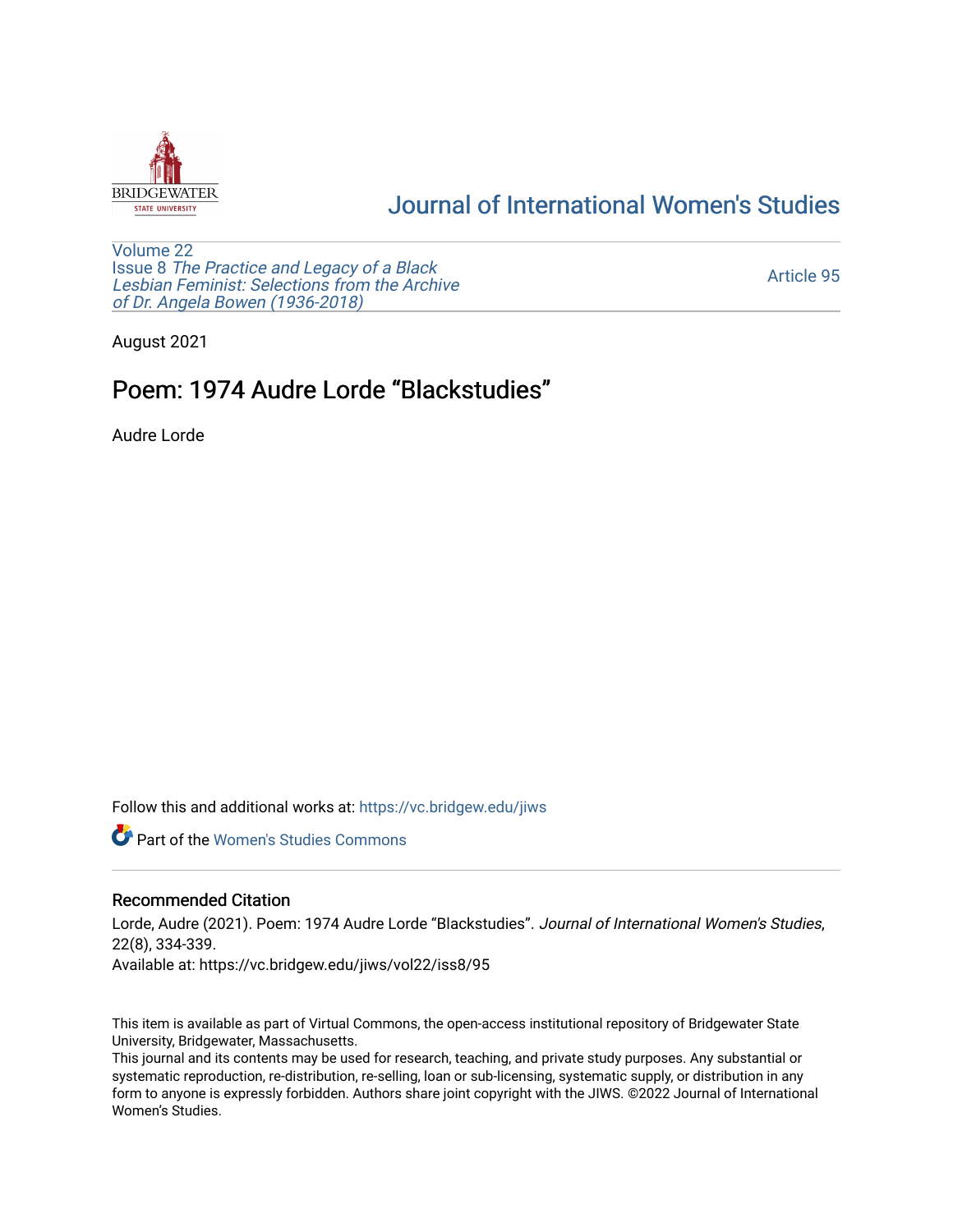BRIDGEWATER STATE UNIVERSITY

# Journal of International Women's Studies

Volume 22
Issue 8 *The Practice and Legacy of a Black Lesbian Feminist: Selections from the Archive of Dr. Angela Bowen (1936-2018)*

Article 95

August 2021

# Poem: 1974 Audre Lorde "Blackstudies"

Audre Lorde

Follow this and additional works at: https://vc.bridgew.edu/jiws

Part of the Women's Studies Commons

## Recommended Citation

Lorde, Audre (2021). Poem: 1974 Audre Lorde "Blackstudies". *Journal of International Women's Studies*, 22(8), 334-339.
Available at: https://vc.bridgew.edu/jiws/vol22/iss8/95

This item is available as part of Virtual Commons, the open-access institutional repository of Bridgewater State University, Bridgewater, Massachusetts.
This journal and its contents may be used for research, teaching, and private study purposes. Any substantial or systematic reproduction, re-distribution, re-selling, loan or sub-licensing, systematic supply, or distribution in any form to anyone is expressly forbidden. Authors share joint copyright with the JIWS. ©2022 Journal of International Women's Studies.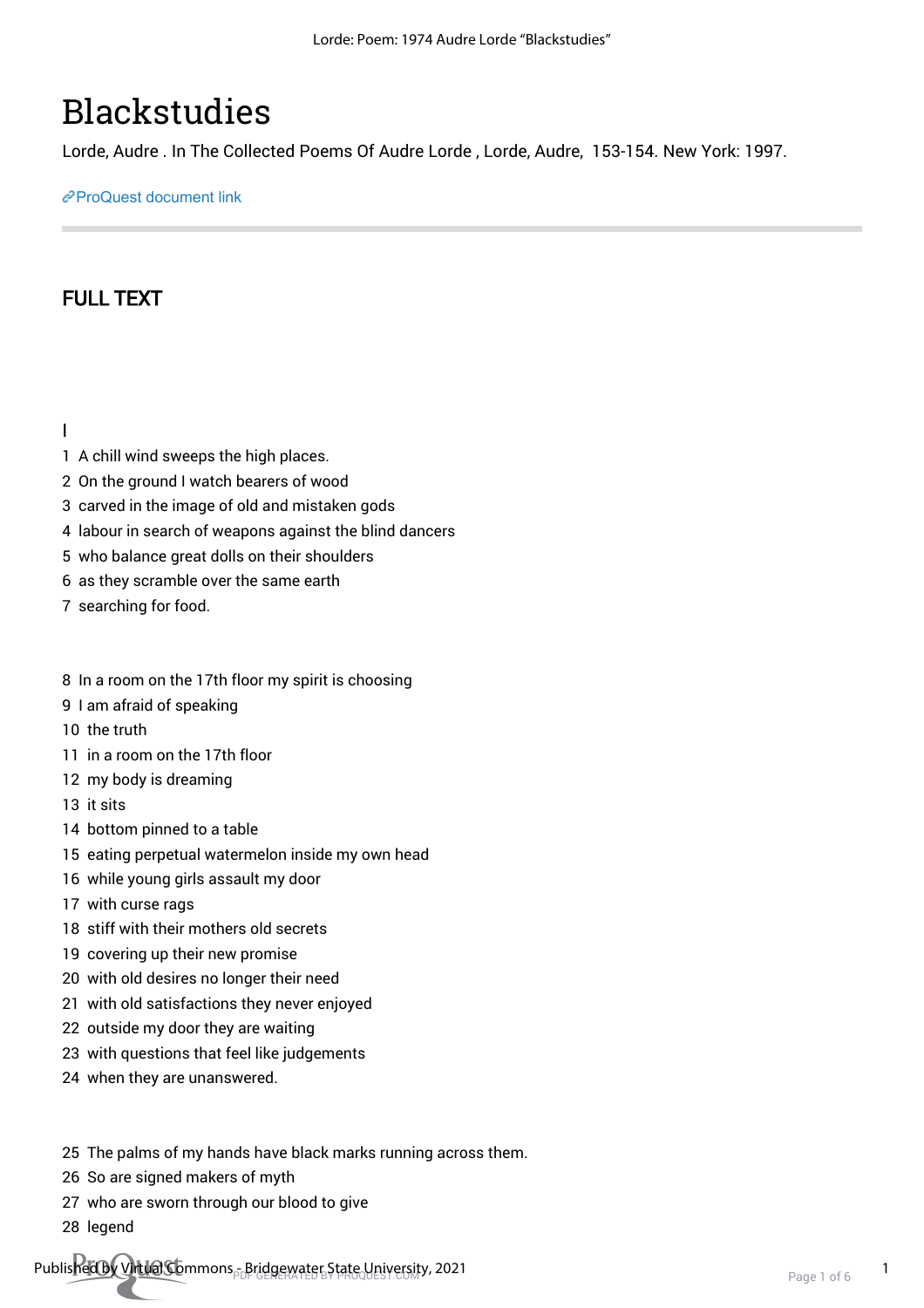# Blackstudies

Lorde, Audre . In The Collected Poems Of Audre Lorde , Lorde, Audre, 153-154. New York: 1997.

ProQuest document link

---

## FULL TEXT

I

1 A chill wind sweeps the high places.
2 On the ground I watch bearers of wood
3 carved in the image of old and mistaken gods
4 labour in search of weapons against the blind dancers
5 who balance great dolls on their shoulders
6 as they scramble over the same earth
7 searching for food.

8 In a room on the 17th floor my spirit is choosing
9 I am afraid of speaking
10 the truth
11 in a room on the 17th floor
12 my body is dreaming
13 it sits
14 bottom pinned to a table
15 eating perpetual watermelon inside my own head
16 while young girls assault my door
17 with curse rags
18 stiff with their mothers old secrets
19 covering up their new promise
20 with old desires no longer their need
21 with old satisfactions they never enjoyed
22 outside my door they are waiting
23 with questions that feel like judgements
24 when they are unanswered.

25 The palms of my hands have black marks running across them.
26 So are signed makers of myth
27 who are sworn through our blood to give
28 legend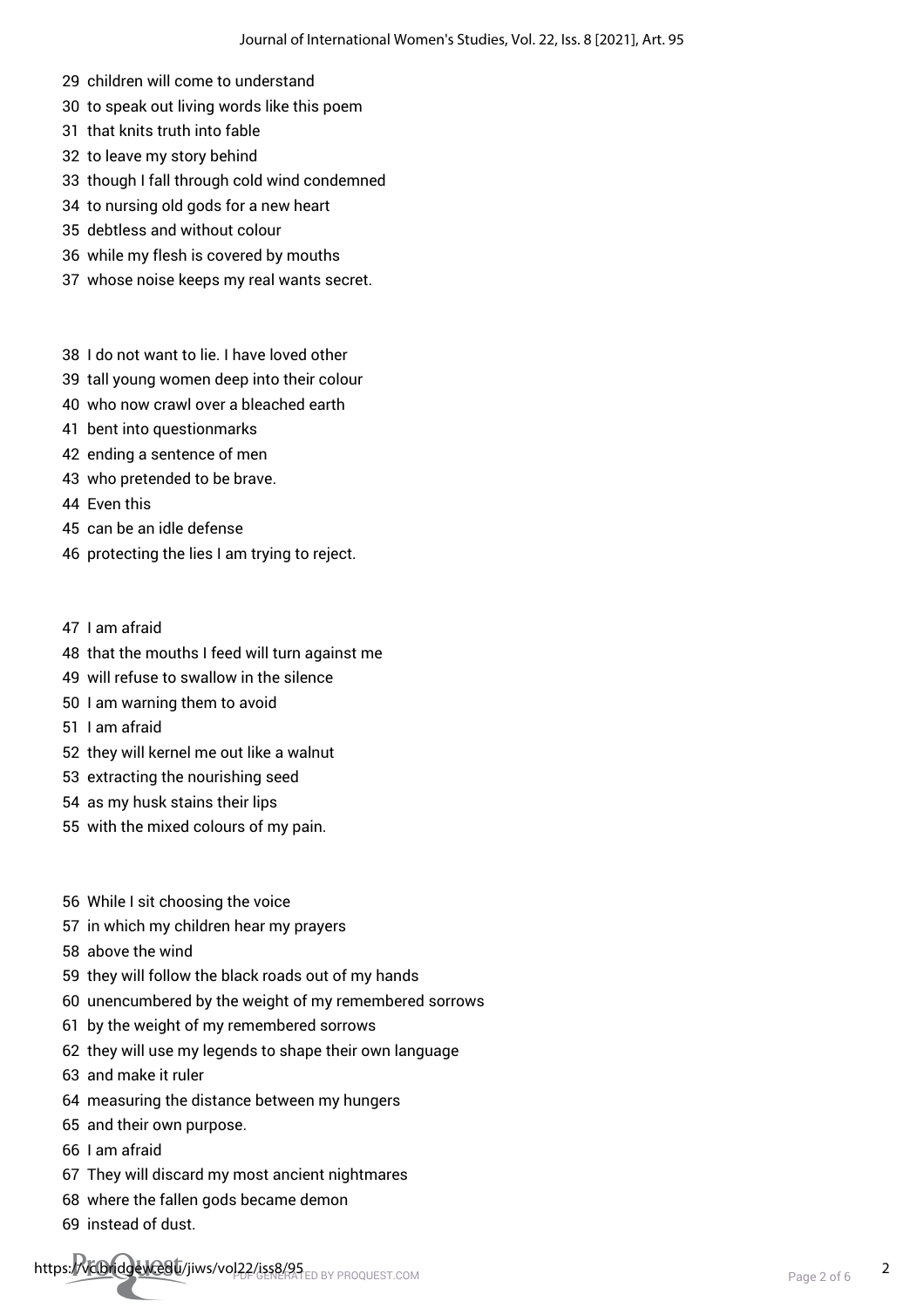29 children will come to understand
30 to speak out living words like this poem
31 that knits truth into fable
32 to leave my story behind
33 though I fall through cold wind condemned
34 to nursing old gods for a new heart
35 debtless and without colour
36 while my flesh is covered by mouths
37 whose noise keeps my real wants secret.

38 I do not want to lie. I have loved other
39 tall young women deep into their colour
40 who now crawl over a bleached earth
41 bent into questionmarks
42 ending a sentence of men
43 who pretended to be brave.
44 Even this
45 can be an idle defense
46 protecting the lies I am trying to reject.

47 I am afraid
48 that the mouths I feed will turn against me
49 will refuse to swallow in the silence
50 I am warning them to avoid
51 I am afraid
52 they will kernel me out like a walnut
53 extracting the nourishing seed
54 as my husk stains their lips
55 with the mixed colours of my pain.

56 While I sit choosing the voice
57 in which my children hear my prayers
58 above the wind
59 they will follow the black roads out of my hands
60 unencumbered by the weight of my remembered sorrows
61 by the weight of my remembered sorrows
62 they will use my legends to shape their own language
63 and make it ruler
64 measuring the distance between my hungers
65 and their own purpose.
66 I am afraid
67 They will discard my most ancient nightmares
68 where the fallen gods became demon
69 instead of dust.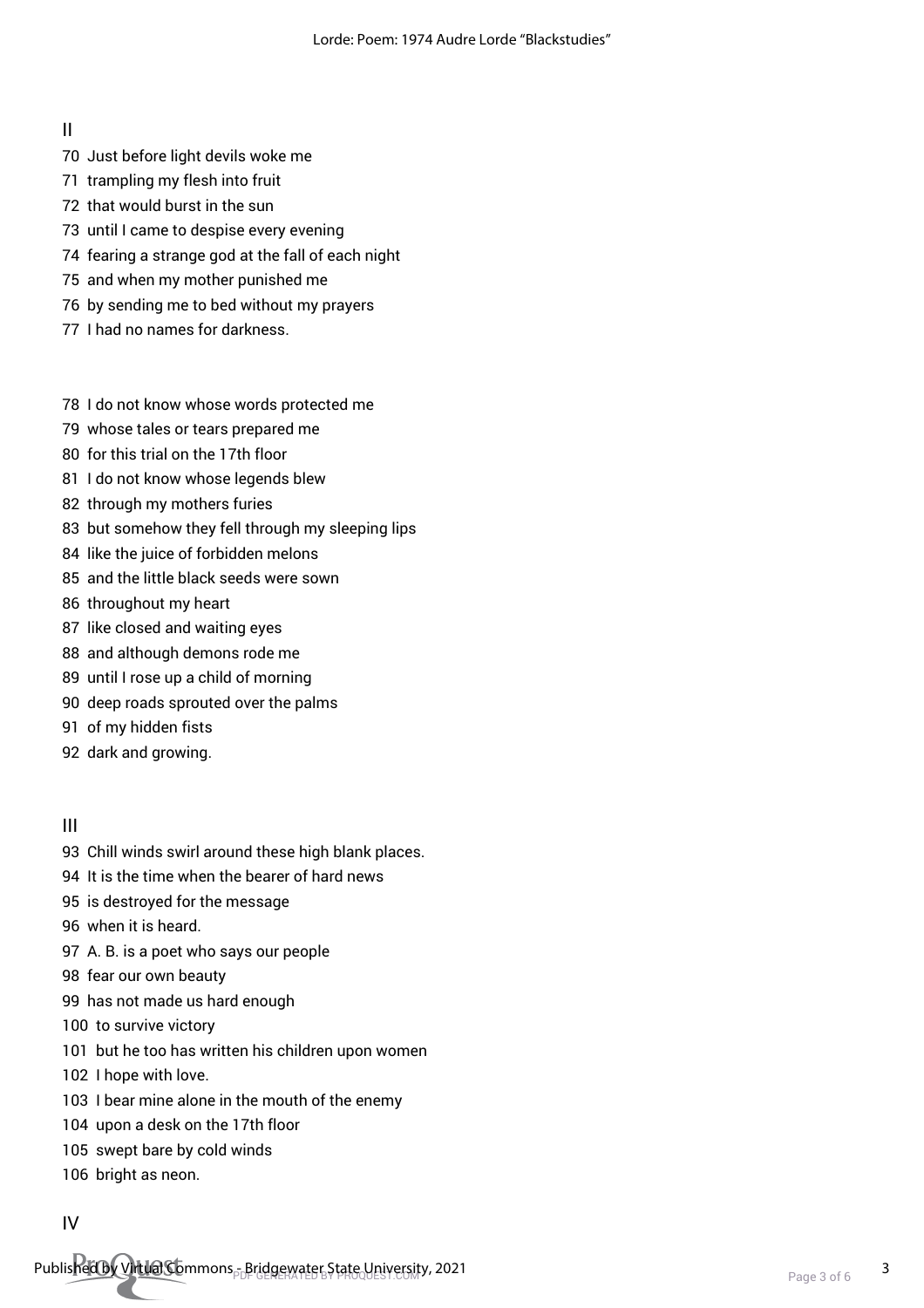## II

70 Just before light devils woke me
71 trampling my flesh into fruit
72 that would burst in the sun
73 until I came to despise every evening
74 fearing a strange god at the fall of each night
75 and when my mother punished me
76 by sending me to bed without my prayers
77 I had no names for darkness.

78 I do not know whose words protected me
79 whose tales or tears prepared me
80 for this trial on the 17th floor
81 I do not know whose legends blew
82 through my mothers furies
83 but somehow they fell through my sleeping lips
84 like the juice of forbidden melons
85 and the little black seeds were sown
86 throughout my heart
87 like closed and waiting eyes
88 and although demons rode me
89 until I rose up a child of morning
90 deep roads sprouted over the palms
91 of my hidden fists
92 dark and growing.

## III

93 Chill winds swirl around these high blank places.
94 It is the time when the bearer of hard news
95 is destroyed for the message
96 when it is heard.
97 A. B. is a poet who says our people
98 fear our own beauty
99 has not made us hard enough
100 to survive victory
101 but he too has written his children upon women
102 I hope with love.
103 I bear mine alone in the mouth of the enemy
104 upon a desk on the 17th floor
105 swept bare by cold winds
106 bright as neon.

## IV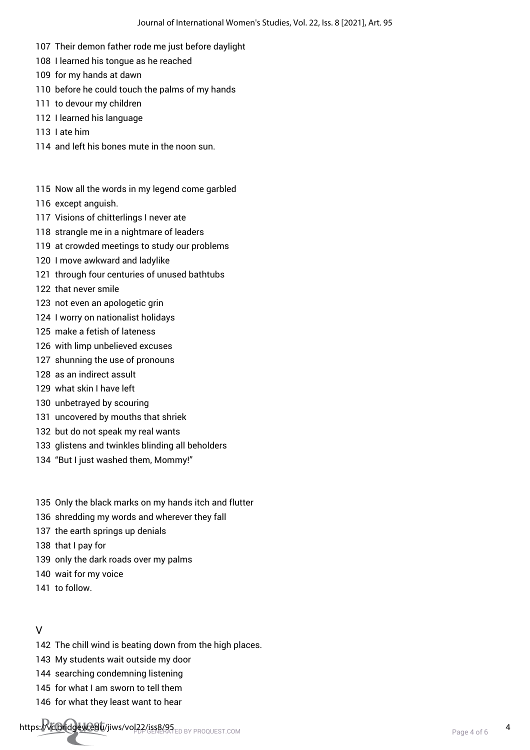107 Their demon father rode me just before daylight
108 I learned his tongue as he reached
109 for my hands at dawn
110 before he could touch the palms of my hands
111 to devour my children
112 I learned his language
113 I ate him
114 and left his bones mute in the noon sun.

115 Now all the words in my legend come garbled
116 except anguish.
117 Visions of chitterlings I never ate
118 strangle me in a nightmare of leaders
119 at crowded meetings to study our problems
120 I move awkward and ladylike
121 through four centuries of unused bathtubs
122 that never smile
123 not even an apologetic grin
124 I worry on nationalist holidays
125 make a fetish of lateness
126 with limp unbelieved excuses
127 shunning the use of pronouns
128 as an indirect assult
129 what skin I have left
130 unbetrayed by scouring
131 uncovered by mouths that shriek
132 but do not speak my real wants
133 glistens and twinkles blinding all beholders
134 "But I just washed them, Mommy!"

135 Only the black marks on my hands itch and flutter
136 shredding my words and wherever they fall
137 the earth springs up denials
138 that I pay for
139 only the dark roads over my palms
140 wait for my voice
141 to follow.

V

142 The chill wind is beating down from the high places.
143 My students wait outside my door
144 searching condemning listening
145 for what I am sworn to tell them
146 for what they least want to hear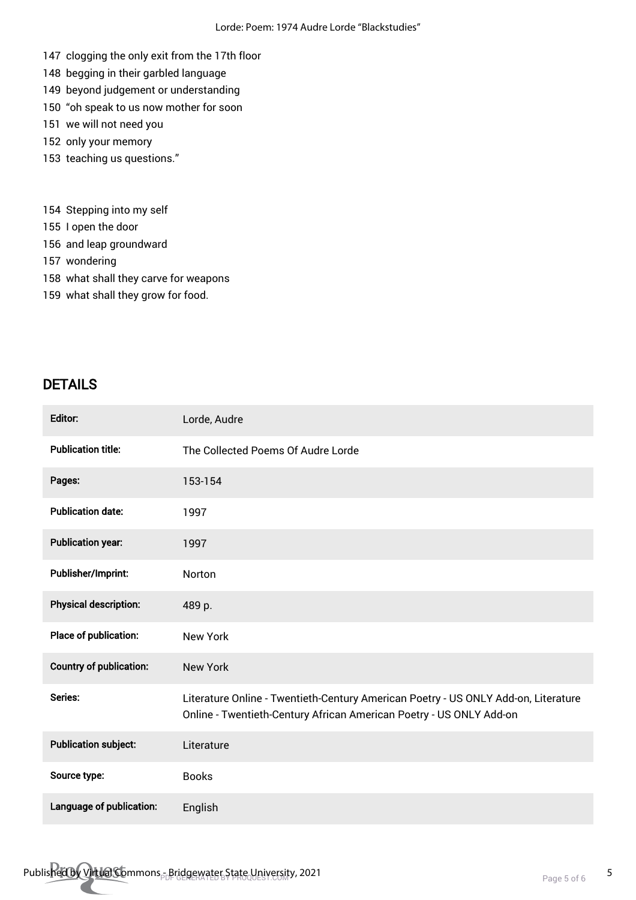147 clogging the only exit from the 17th floor
148 begging in their garbled language
149 beyond judgement or understanding
150 "oh speak to us now mother for soon
151 we will not need you
152 only your memory
153 teaching us questions."

154 Stepping into my self
155 I open the door
156 and leap groundward
157 wondering
158 what shall they carve for weapons
159 what shall they grow for food.

## DETAILS

| | |
|---|---|
| **Editor:** | Lorde, Audre |
| **Publication title:** | The Collected Poems Of Audre Lorde |
| **Pages:** | 153-154 |
| **Publication date:** | 1997 |
| **Publication year:** | 1997 |
| **Publisher/Imprint:** | Norton |
| **Physical description:** | 489 p. |
| **Place of publication:** | New York |
| **Country of publication:** | New York |
| **Series:** | Literature Online - Twentieth-Century American Poetry - US ONLY Add-on, Literature Online - Twentieth-Century African American Poetry - US ONLY Add-on |
| **Publication subject:** | Literature |
| **Source type:** | Books |
| **Language of publication:** | English |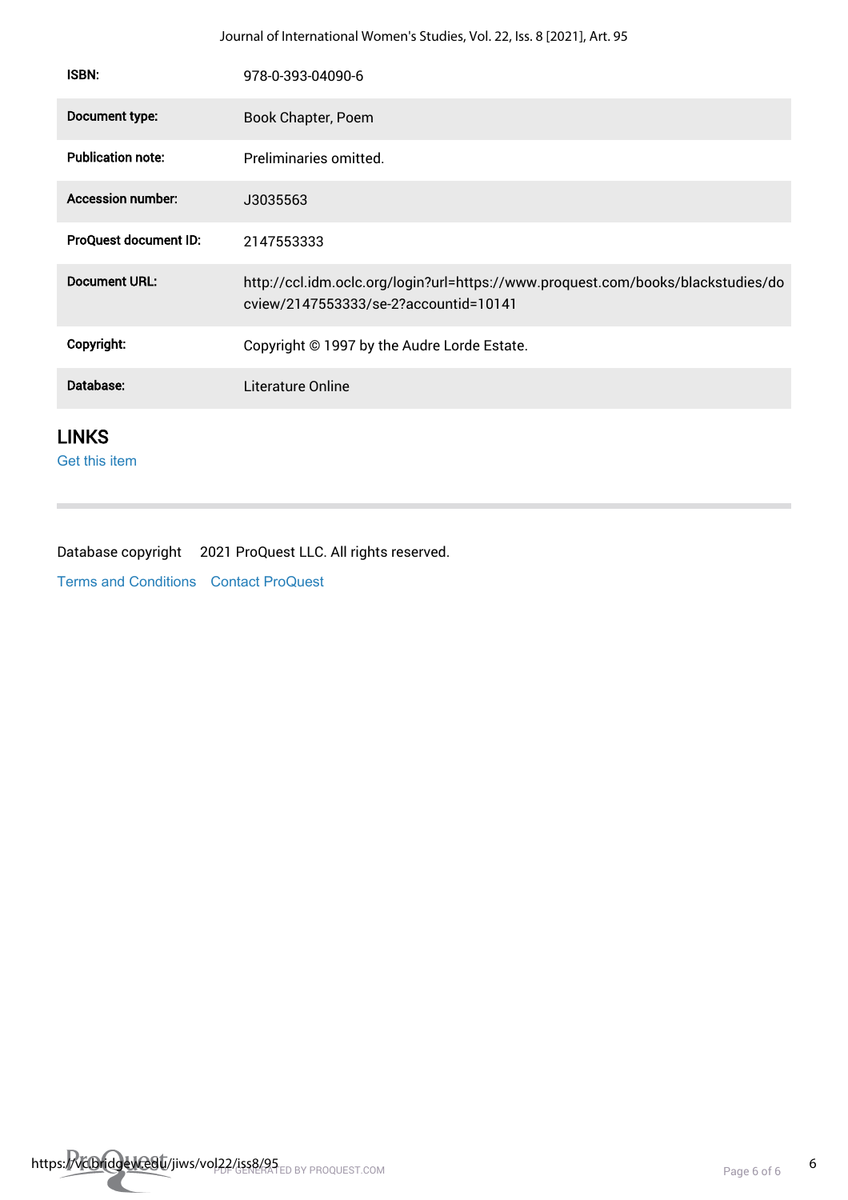| | |
|---|---|
| **ISBN:** | 978-0-393-04090-6 |
| **Document type:** | Book Chapter, Poem |
| **Publication note:** | Preliminaries omitted. |
| **Accession number:** | J3035563 |
| **ProQuest document ID:** | 2147553333 |
| **Document URL:** | http://ccl.idm.oclc.org/login?url=https://www.proquest.com/books/blackstudies/docview/2147553333/se-2?accountid=10141 |
| **Copyright:** | Copyright © 1997 by the Audre Lorde Estate. |
| **Database:** | Literature Online |

## LINKS

Get this item

Database copyright 2021 ProQuest LLC. All rights reserved.

Terms and Conditions Contact ProQuest